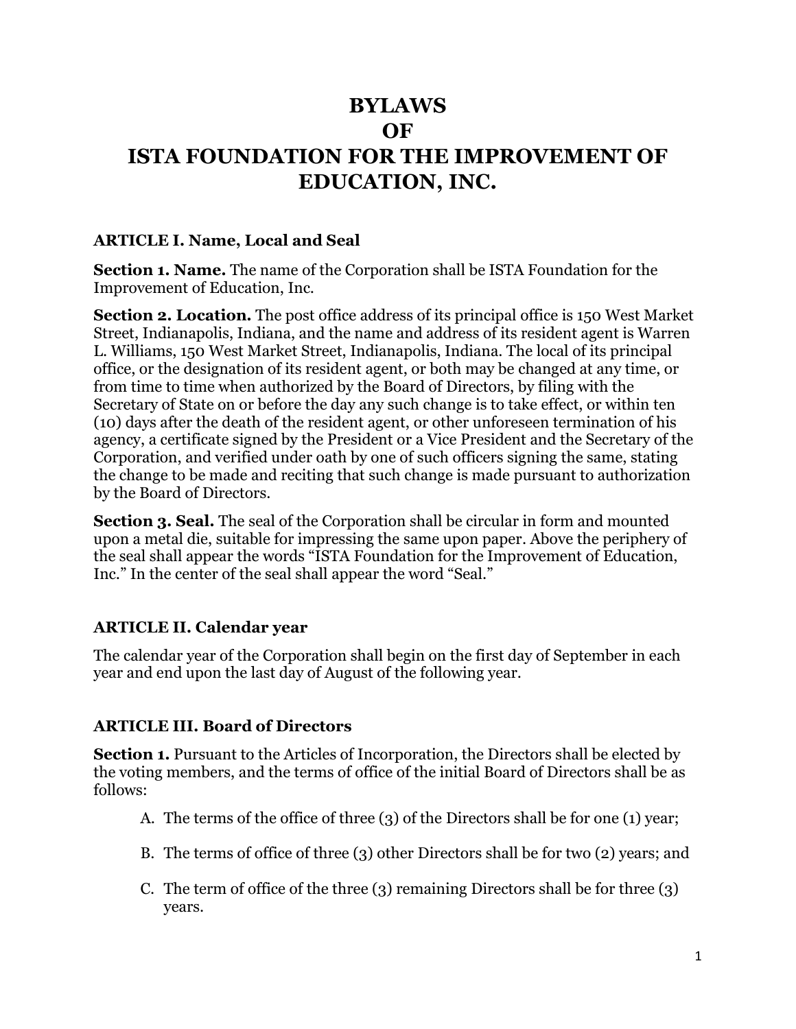# BYLAWS
# OF
# ISTA FOUNDATION FOR THE IMPROVEMENT OF EDUCATION, INC.

### ARTICLE I. Name, Local and Seal

**Section 1. Name.** The name of the Corporation shall be ISTA Foundation for the Improvement of Education, Inc.

**Section 2. Location.** The post office address of its principal office is 150 West Market Street, Indianapolis, Indiana, and the name and address of its resident agent is Warren L. Williams, 150 West Market Street, Indianapolis, Indiana. The local of its principal office, or the designation of its resident agent, or both may be changed at any time, or from time to time when authorized by the Board of Directors, by filing with the Secretary of State on or before the day any such change is to take effect, or within ten (10) days after the death of the resident agent, or other unforeseen termination of his agency, a certificate signed by the President or a Vice President and the Secretary of the Corporation, and verified under oath by one of such officers signing the same, stating the change to be made and reciting that such change is made pursuant to authorization by the Board of Directors.

**Section 3. Seal.** The seal of the Corporation shall be circular in form and mounted upon a metal die, suitable for impressing the same upon paper. Above the periphery of the seal shall appear the words "ISTA Foundation for the Improvement of Education, Inc." In the center of the seal shall appear the word "Seal."

### ARTICLE II. Calendar year

The calendar year of the Corporation shall begin on the first day of September in each year and end upon the last day of August of the following year.

### ARTICLE III. Board of Directors

**Section 1.** Pursuant to the Articles of Incorporation, the Directors shall be elected by the voting members, and the terms of office of the initial Board of Directors shall be as follows:

A. The terms of the office of three (3) of the Directors shall be for one (1) year;

B. The terms of office of three (3) other Directors shall be for two (2) years; and

C. The term of office of the three (3) remaining Directors shall be for three (3) years.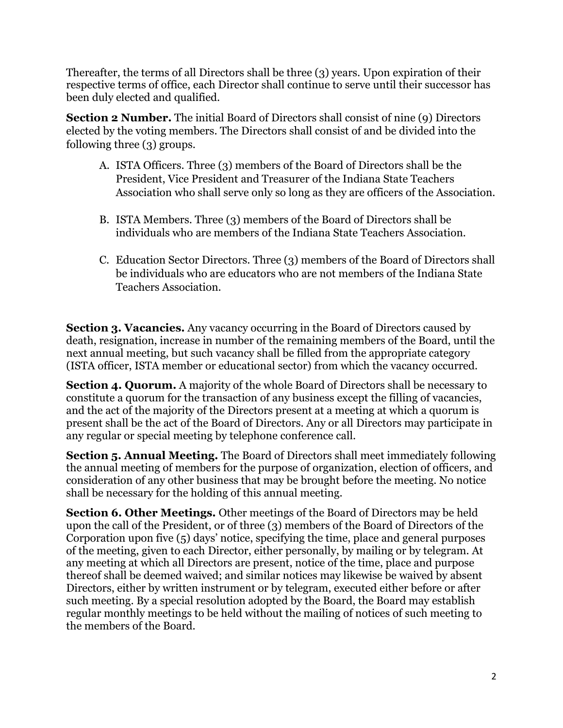Thereafter, the terms of all Directors shall be three (3) years. Upon expiration of their respective terms of office, each Director shall continue to serve until their successor has been duly elected and qualified.

**Section 2 Number.** The initial Board of Directors shall consist of nine (9) Directors elected by the voting members. The Directors shall consist of and be divided into the following three (3) groups.

A. ISTA Officers. Three (3) members of the Board of Directors shall be the President, Vice President and Treasurer of the Indiana State Teachers Association who shall serve only so long as they are officers of the Association.

B. ISTA Members. Three (3) members of the Board of Directors shall be individuals who are members of the Indiana State Teachers Association.

C. Education Sector Directors. Three (3) members of the Board of Directors shall be individuals who are educators who are not members of the Indiana State Teachers Association.

**Section 3. Vacancies.** Any vacancy occurring in the Board of Directors caused by death, resignation, increase in number of the remaining members of the Board, until the next annual meeting, but such vacancy shall be filled from the appropriate category (ISTA officer, ISTA member or educational sector) from which the vacancy occurred.

**Section 4. Quorum.** A majority of the whole Board of Directors shall be necessary to constitute a quorum for the transaction of any business except the filling of vacancies, and the act of the majority of the Directors present at a meeting at which a quorum is present shall be the act of the Board of Directors. Any or all Directors may participate in any regular or special meeting by telephone conference call.

**Section 5. Annual Meeting.** The Board of Directors shall meet immediately following the annual meeting of members for the purpose of organization, election of officers, and consideration of any other business that may be brought before the meeting. No notice shall be necessary for the holding of this annual meeting.

**Section 6. Other Meetings.** Other meetings of the Board of Directors may be held upon the call of the President, or of three (3) members of the Board of Directors of the Corporation upon five (5) days' notice, specifying the time, place and general purposes of the meeting, given to each Director, either personally, by mailing or by telegram. At any meeting at which all Directors are present, notice of the time, place and purpose thereof shall be deemed waived; and similar notices may likewise be waived by absent Directors, either by written instrument or by telegram, executed either before or after such meeting. By a special resolution adopted by the Board, the Board may establish regular monthly meetings to be held without the mailing of notices of such meeting to the members of the Board.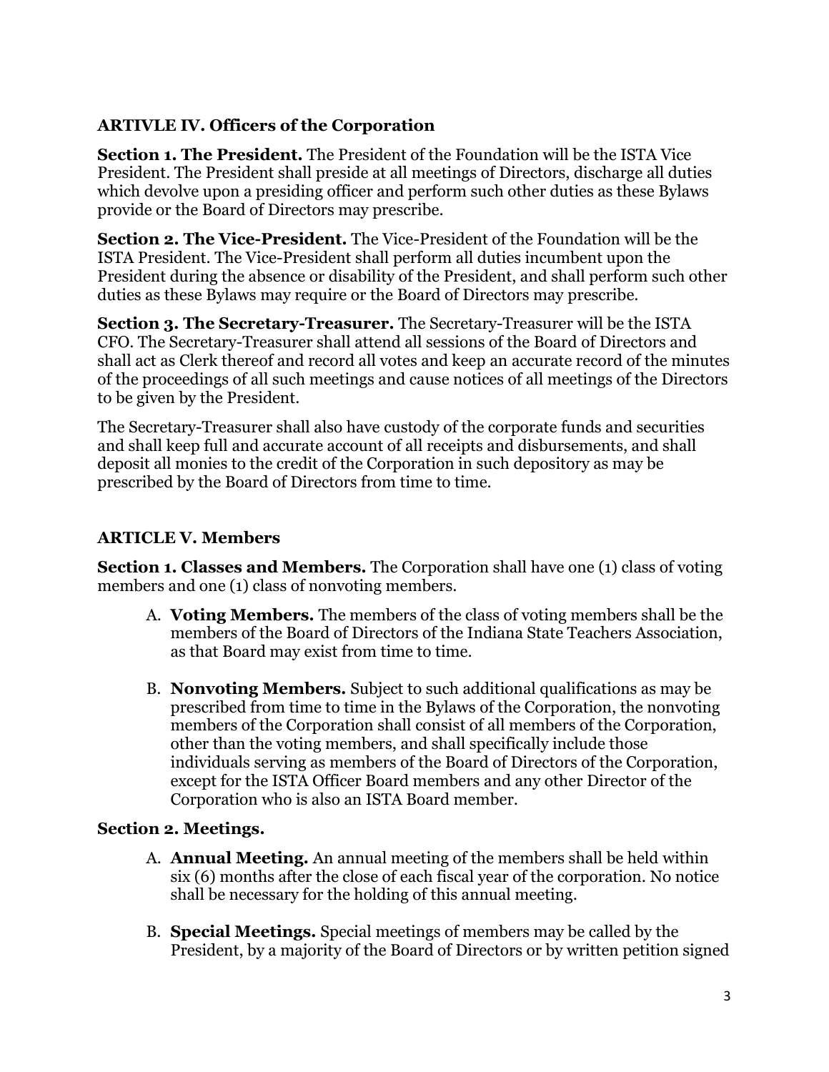## ARTIVLE IV. Officers of the Corporation

**Section 1. The President.** The President of the Foundation will be the ISTA Vice President. The President shall preside at all meetings of Directors, discharge all duties which devolve upon a presiding officer and perform such other duties as these Bylaws provide or the Board of Directors may prescribe.

**Section 2. The Vice-President.** The Vice-President of the Foundation will be the ISTA President. The Vice-President shall perform all duties incumbent upon the President during the absence or disability of the President, and shall perform such other duties as these Bylaws may require or the Board of Directors may prescribe.

**Section 3. The Secretary-Treasurer.** The Secretary-Treasurer will be the ISTA CFO. The Secretary-Treasurer shall attend all sessions of the Board of Directors and shall act as Clerk thereof and record all votes and keep an accurate record of the minutes of the proceedings of all such meetings and cause notices of all meetings of the Directors to be given by the President.

The Secretary-Treasurer shall also have custody of the corporate funds and securities and shall keep full and accurate account of all receipts and disbursements, and shall deposit all monies to the credit of the Corporation in such depository as may be prescribed by the Board of Directors from time to time.

## ARTICLE V. Members

**Section 1. Classes and Members.** The Corporation shall have one (1) class of voting members and one (1) class of nonvoting members.

A. **Voting Members.** The members of the class of voting members shall be the members of the Board of Directors of the Indiana State Teachers Association, as that Board may exist from time to time.

B. **Nonvoting Members.** Subject to such additional qualifications as may be prescribed from time to time in the Bylaws of the Corporation, the nonvoting members of the Corporation shall consist of all members of the Corporation, other than the voting members, and shall specifically include those individuals serving as members of the Board of Directors of the Corporation, except for the ISTA Officer Board members and any other Director of the Corporation who is also an ISTA Board member.

**Section 2. Meetings.**

A. **Annual Meeting.** An annual meeting of the members shall be held within six (6) months after the close of each fiscal year of the corporation. No notice shall be necessary for the holding of this annual meeting.

B. **Special Meetings.** Special meetings of members may be called by the President, by a majority of the Board of Directors or by written petition signed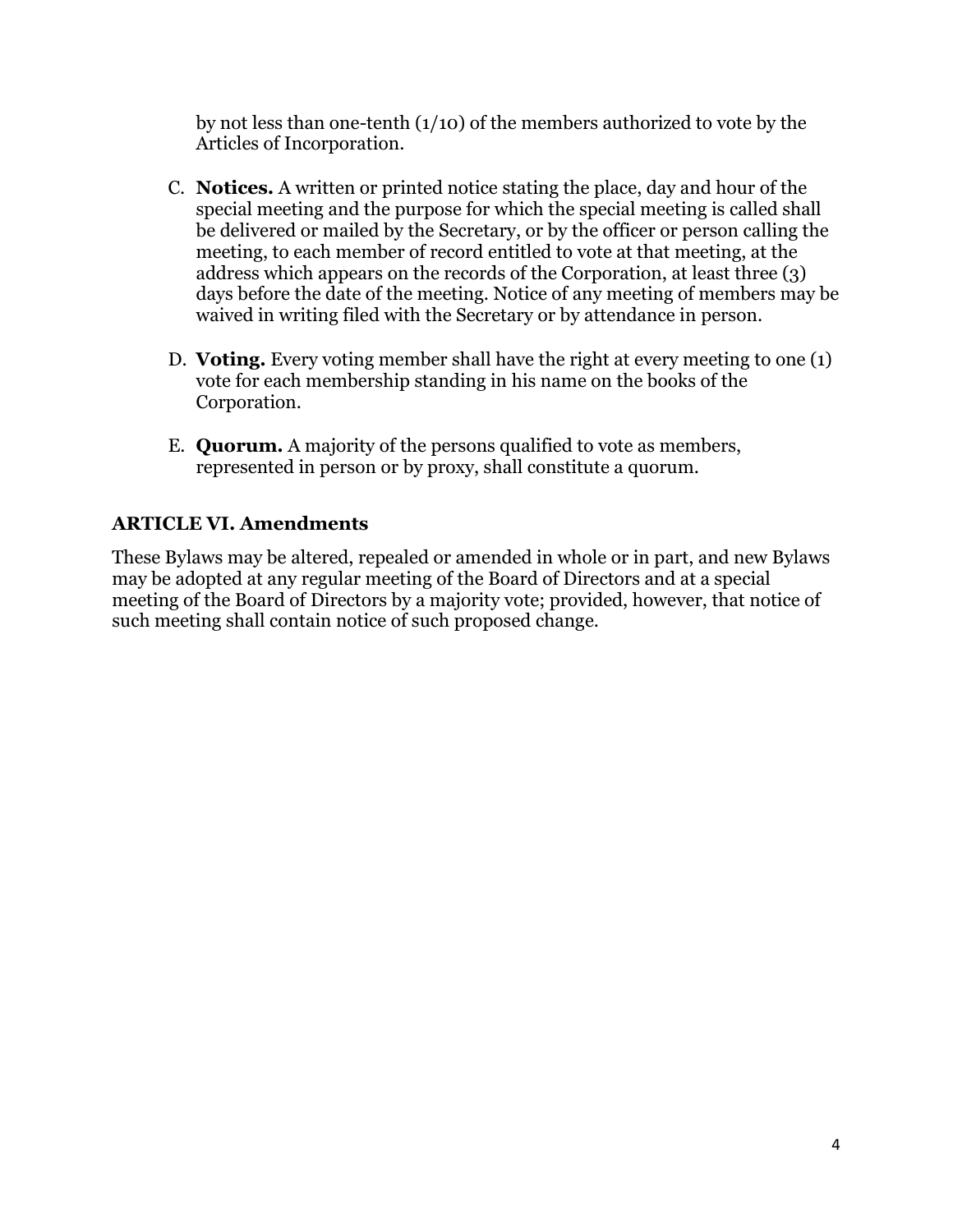by not less than one-tenth (1/10) of the members authorized to vote by the Articles of Incorporation.

C. **Notices.** A written or printed notice stating the place, day and hour of the special meeting and the purpose for which the special meeting is called shall be delivered or mailed by the Secretary, or by the officer or person calling the meeting, to each member of record entitled to vote at that meeting, at the address which appears on the records of the Corporation, at least three (3) days before the date of the meeting. Notice of any meeting of members may be waived in writing filed with the Secretary or by attendance in person.

D. **Voting.** Every voting member shall have the right at every meeting to one (1) vote for each membership standing in his name on the books of the Corporation.

E. **Quorum.** A majority of the persons qualified to vote as members, represented in person or by proxy, shall constitute a quorum.

## ARTICLE VI. Amendments

These Bylaws may be altered, repealed or amended in whole or in part, and new Bylaws may be adopted at any regular meeting of the Board of Directors and at a special meeting of the Board of Directors by a majority vote; provided, however, that notice of such meeting shall contain notice of such proposed change.